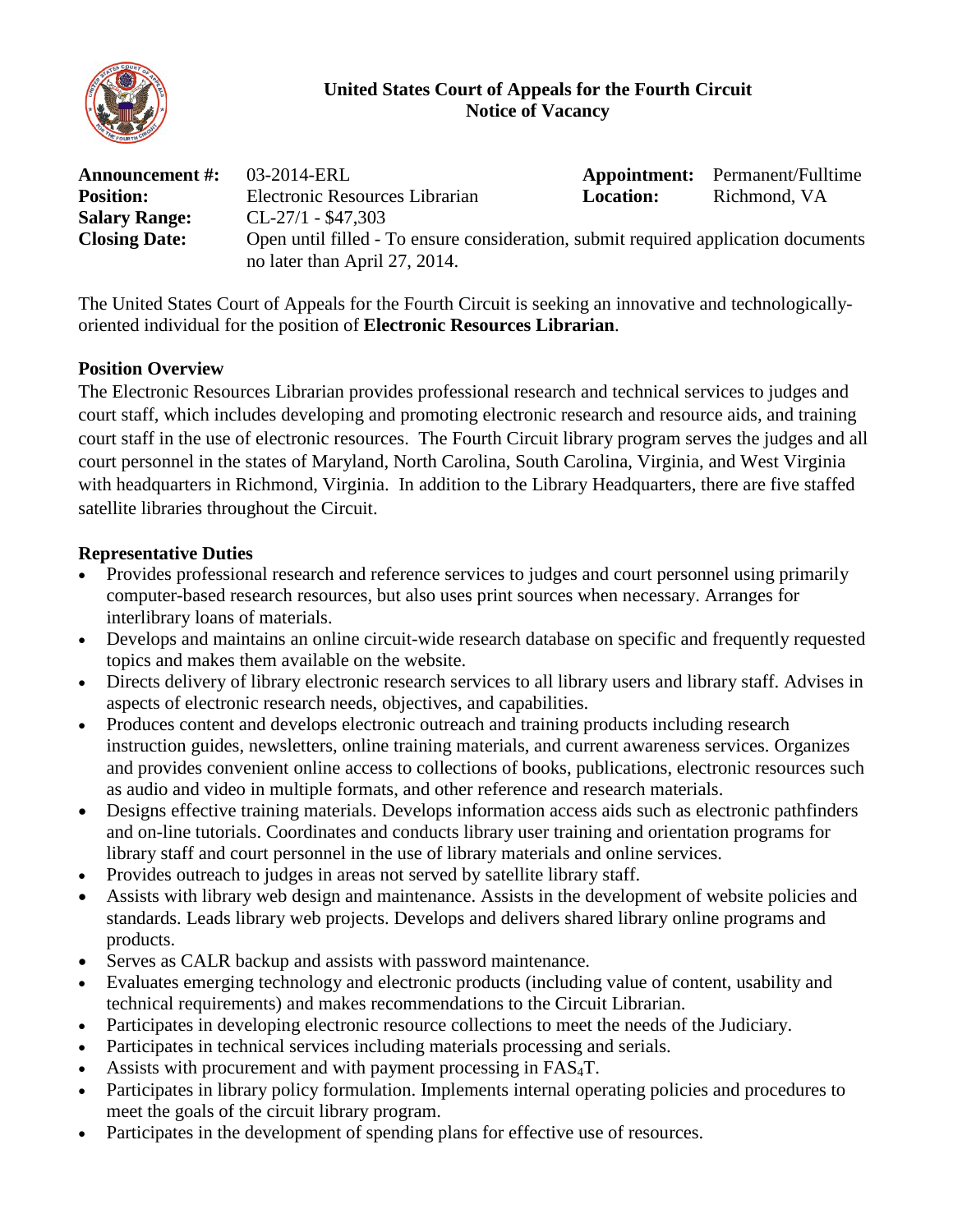**United States Court of Appeals for the Fourth Circuit**
**Notice of Vacancy**

| | | | |
|---|---|---|---|
| **Announcement #:** | 03-2014-ERL | **Appointment:** | Permanent/Fulltime |
| **Position:** | Electronic Resources Librarian | **Location:** | Richmond, VA |
| **Salary Range:** | CL-27/1 - $47,303 | | |
| **Closing Date:** | Open until filled - To ensure consideration, submit required application documents no later than April 27, 2014. | | |

The United States Court of Appeals for the Fourth Circuit is seeking an innovative and technologically-oriented individual for the position of **Electronic Resources Librarian**.

**Position Overview**

The Electronic Resources Librarian provides professional research and technical services to judges and court staff, which includes developing and promoting electronic research and resource aids, and training court staff in the use of electronic resources. The Fourth Circuit library program serves the judges and all court personnel in the states of Maryland, North Carolina, South Carolina, Virginia, and West Virginia with headquarters in Richmond, Virginia. In addition to the Library Headquarters, there are five staffed satellite libraries throughout the Circuit.

**Representative Duties**

- Provides professional research and reference services to judges and court personnel using primarily computer-based research resources, but also uses print sources when necessary. Arranges for interlibrary loans of materials.
- Develops and maintains an online circuit-wide research database on specific and frequently requested topics and makes them available on the website.
- Directs delivery of library electronic research services to all library users and library staff. Advises in aspects of electronic research needs, objectives, and capabilities.
- Produces content and develops electronic outreach and training products including research instruction guides, newsletters, online training materials, and current awareness services. Organizes and provides convenient online access to collections of books, publications, electronic resources such as audio and video in multiple formats, and other reference and research materials.
- Designs effective training materials. Develops information access aids such as electronic pathfinders and on-line tutorials. Coordinates and conducts library user training and orientation programs for library staff and court personnel in the use of library materials and online services.
- Provides outreach to judges in areas not served by satellite library staff.
- Assists with library web design and maintenance. Assists in the development of website policies and standards. Leads library web projects. Develops and delivers shared library online programs and products.
- Serves as CALR backup and assists with password maintenance.
- Evaluates emerging technology and electronic products (including value of content, usability and technical requirements) and makes recommendations to the Circuit Librarian.
- Participates in developing electronic resource collections to meet the needs of the Judiciary.
- Participates in technical services including materials processing and serials.
- Assists with procurement and with payment processing in $FAS_4T$.
- Participates in library policy formulation. Implements internal operating policies and procedures to meet the goals of the circuit library program.
- Participates in the development of spending plans for effective use of resources.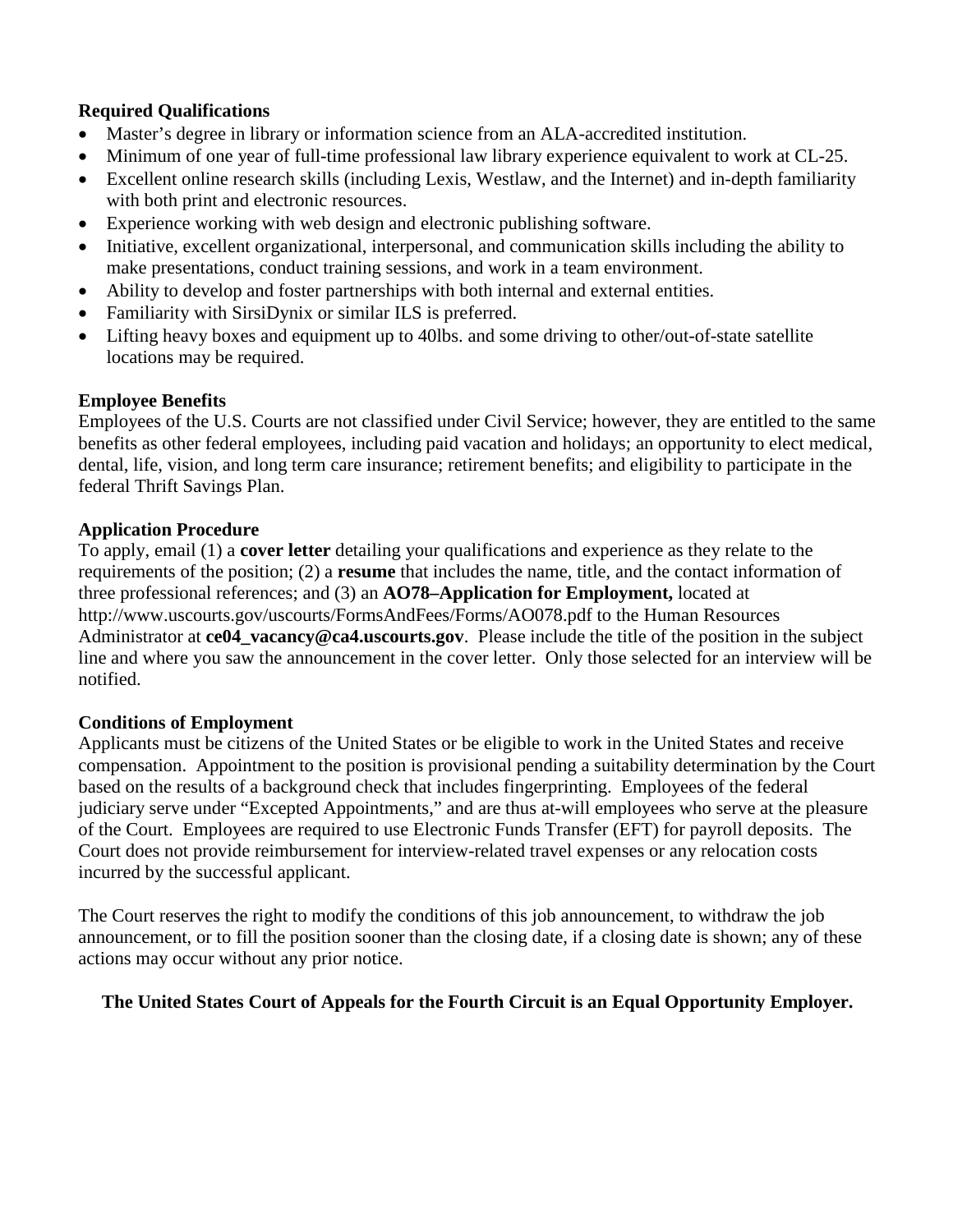**Required Qualifications**

- Master's degree in library or information science from an ALA-accredited institution.
- Minimum of one year of full-time professional law library experience equivalent to work at CL-25.
- Excellent online research skills (including Lexis, Westlaw, and the Internet) and in-depth familiarity with both print and electronic resources.
- Experience working with web design and electronic publishing software.
- Initiative, excellent organizational, interpersonal, and communication skills including the ability to make presentations, conduct training sessions, and work in a team environment.
- Ability to develop and foster partnerships with both internal and external entities.
- Familiarity with SirsiDynix or similar ILS is preferred.
- Lifting heavy boxes and equipment up to 40lbs. and some driving to other/out-of-state satellite locations may be required.

**Employee Benefits**

Employees of the U.S. Courts are not classified under Civil Service; however, they are entitled to the same benefits as other federal employees, including paid vacation and holidays; an opportunity to elect medical, dental, life, vision, and long term care insurance; retirement benefits; and eligibility to participate in the federal Thrift Savings Plan.

**Application Procedure**

To apply, email (1) a **cover letter** detailing your qualifications and experience as they relate to the requirements of the position; (2) a **resume** that includes the name, title, and the contact information of three professional references; and (3) an **AO78–Application for Employment,** located at http://www.uscourts.gov/uscourts/FormsAndFees/Forms/AO078.pdf to the Human Resources Administrator at **ce04_vacancy@ca4.uscourts.gov**. Please include the title of the position in the subject line and where you saw the announcement in the cover letter. Only those selected for an interview will be notified.

**Conditions of Employment**

Applicants must be citizens of the United States or be eligible to work in the United States and receive compensation. Appointment to the position is provisional pending a suitability determination by the Court based on the results of a background check that includes fingerprinting. Employees of the federal judiciary serve under "Excepted Appointments," and are thus at-will employees who serve at the pleasure of the Court. Employees are required to use Electronic Funds Transfer (EFT) for payroll deposits. The Court does not provide reimbursement for interview-related travel expenses or any relocation costs incurred by the successful applicant.

The Court reserves the right to modify the conditions of this job announcement, to withdraw the job announcement, or to fill the position sooner than the closing date, if a closing date is shown; any of these actions may occur without any prior notice.

**The United States Court of Appeals for the Fourth Circuit is an Equal Opportunity Employer.**